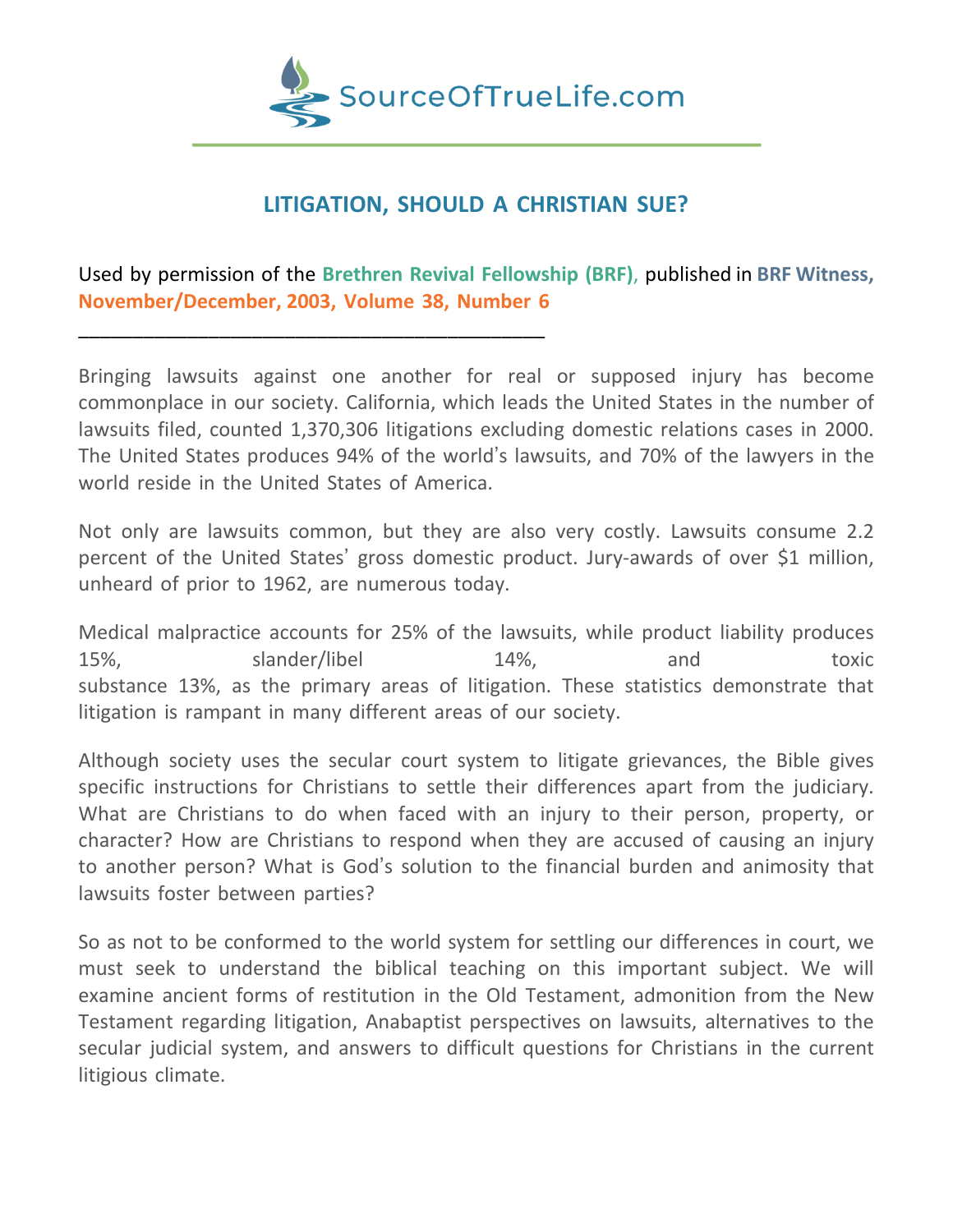SourceOfTrueLife.com

# LITIGATION, SHOULD A CHRISTIAN SUE?

Used by permission of the **Brethren Revival Fellowship (BRF)**, published in **BRF Witness, November/December, 2003, Volume 38, Number 6**

---

Bringing lawsuits against one another for real or supposed injury has become commonplace in our society. California, which leads the United States in the number of lawsuits filed, counted 1,370,306 litigations excluding domestic relations cases in 2000. The United States produces 94% of the world's lawsuits, and 70% of the lawyers in the world reside in the United States of America.

Not only are lawsuits common, but they are also very costly. Lawsuits consume 2.2 percent of the United States' gross domestic product. Jury-awards of over $1 million, unheard of prior to 1962, are numerous today.

Medical malpractice accounts for 25% of the lawsuits, while product liability produces 15%, slander/libel 14%, and toxic substance 13%, as the primary areas of litigation. These statistics demonstrate that litigation is rampant in many different areas of our society.

Although society uses the secular court system to litigate grievances, the Bible gives specific instructions for Christians to settle their differences apart from the judiciary. What are Christians to do when faced with an injury to their person, property, or character? How are Christians to respond when they are accused of causing an injury to another person? What is God's solution to the financial burden and animosity that lawsuits foster between parties?

So as not to be conformed to the world system for settling our differences in court, we must seek to understand the biblical teaching on this important subject. We will examine ancient forms of restitution in the Old Testament, admonition from the New Testament regarding litigation, Anabaptist perspectives on lawsuits, alternatives to the secular judicial system, and answers to difficult questions for Christians in the current litigious climate.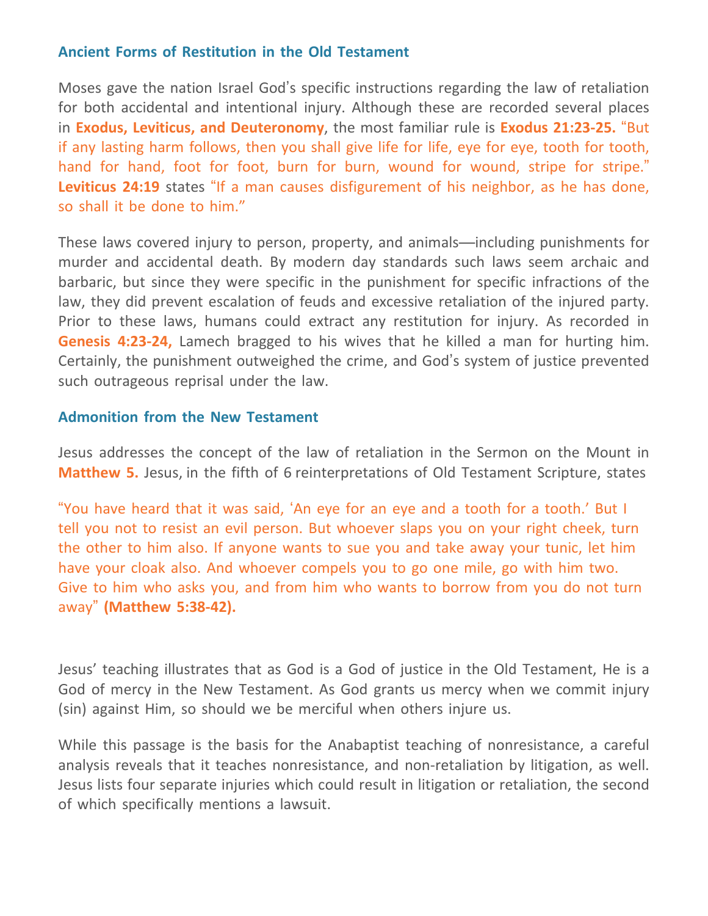## Ancient Forms of Restitution in the Old Testament

Moses gave the nation Israel God's specific instructions regarding the law of retaliation for both accidental and intentional injury. Although these are recorded several places in **Exodus, Leviticus, and Deuteronomy**, the most familiar rule is **Exodus 21:23-25.** "But if any lasting harm follows, then you shall give life for life, eye for eye, tooth for tooth, hand for hand, foot for foot, burn for burn, wound for wound, stripe for stripe." **Leviticus 24:19** states "If a man causes disfigurement of his neighbor, as he has done, so shall it be done to him."

These laws covered injury to person, property, and animals—including punishments for murder and accidental death. By modern day standards such laws seem archaic and barbaric, but since they were specific in the punishment for specific infractions of the law, they did prevent escalation of feuds and excessive retaliation of the injured party. Prior to these laws, humans could extract any restitution for injury. As recorded in **Genesis 4:23-24,** Lamech bragged to his wives that he killed a man for hurting him. Certainly, the punishment outweighed the crime, and God's system of justice prevented such outrageous reprisal under the law.

## Admonition from the New Testament

Jesus addresses the concept of the law of retaliation in the Sermon on the Mount in **Matthew 5.** Jesus, in the fifth of 6 reinterpretations of Old Testament Scripture, states

"You have heard that it was said, 'An eye for an eye and a tooth for a tooth.' But I tell you not to resist an evil person. But whoever slaps you on your right cheek, turn the other to him also. If anyone wants to sue you and take away your tunic, let him have your cloak also. And whoever compels you to go one mile, go with him two. Give to him who asks you, and from him who wants to borrow from you do not turn away" **(Matthew 5:38-42).**

Jesus' teaching illustrates that as God is a God of justice in the Old Testament, He is a God of mercy in the New Testament. As God grants us mercy when we commit injury (sin) against Him, so should we be merciful when others injure us.

While this passage is the basis for the Anabaptist teaching of nonresistance, a careful analysis reveals that it teaches nonresistance, and non-retaliation by litigation, as well. Jesus lists four separate injuries which could result in litigation or retaliation, the second of which specifically mentions a lawsuit.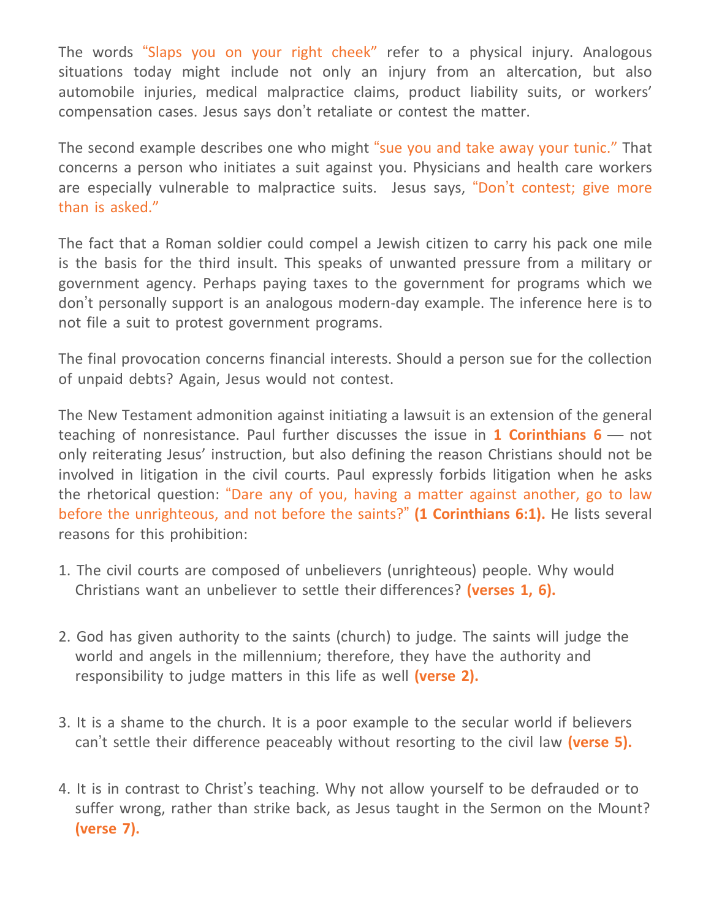The words "Slaps you on your right cheek" refer to a physical injury. Analogous situations today might include not only an injury from an altercation, but also automobile injuries, medical malpractice claims, product liability suits, or workers' compensation cases. Jesus says don't retaliate or contest the matter.

The second example describes one who might "sue you and take away your tunic." That concerns a person who initiates a suit against you. Physicians and health care workers are especially vulnerable to malpractice suits. Jesus says, "Don't contest; give more than is asked."

The fact that a Roman soldier could compel a Jewish citizen to carry his pack one mile is the basis for the third insult. This speaks of unwanted pressure from a military or government agency. Perhaps paying taxes to the government for programs which we don't personally support is an analogous modern-day example. The inference here is to not file a suit to protest government programs.

The final provocation concerns financial interests. Should a person sue for the collection of unpaid debts? Again, Jesus would not contest.

The New Testament admonition against initiating a lawsuit is an extension of the general teaching of nonresistance. Paul further discusses the issue in **1 Corinthians 6** — not only reiterating Jesus' instruction, but also defining the reason Christians should not be involved in litigation in the civil courts. Paul expressly forbids litigation when he asks the rhetorical question: "Dare any of you, having a matter against another, go to law before the unrighteous, and not before the saints?" **(1 Corinthians 6:1).** He lists several reasons for this prohibition:

1. The civil courts are composed of unbelievers (unrighteous) people. Why would Christians want an unbeliever to settle their differences? **(verses 1, 6).**

2. God has given authority to the saints (church) to judge. The saints will judge the world and angels in the millennium; therefore, they have the authority and responsibility to judge matters in this life as well **(verse 2).**

3. It is a shame to the church. It is a poor example to the secular world if believers can't settle their difference peaceably without resorting to the civil law **(verse 5).**

4. It is in contrast to Christ's teaching. Why not allow yourself to be defrauded or to suffer wrong, rather than strike back, as Jesus taught in the Sermon on the Mount? **(verse 7).**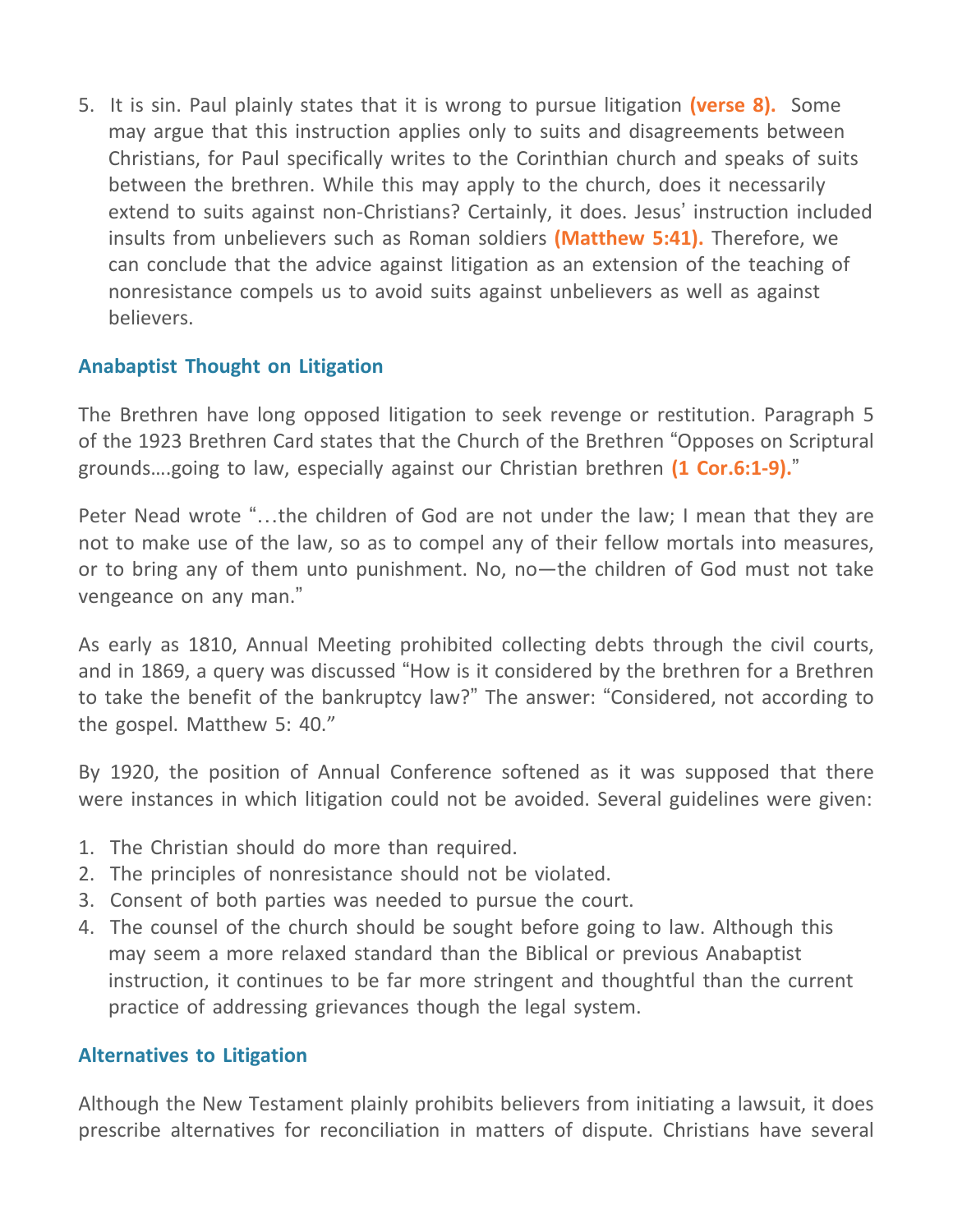5. It is sin. Paul plainly states that it is wrong to pursue litigation **(verse 8).** Some may argue that this instruction applies only to suits and disagreements between Christians, for Paul specifically writes to the Corinthian church and speaks of suits between the brethren. While this may apply to the church, does it necessarily extend to suits against non-Christians? Certainly, it does. Jesus' instruction included insults from unbelievers such as Roman soldiers **(Matthew 5:41).** Therefore, we can conclude that the advice against litigation as an extension of the teaching of nonresistance compels us to avoid suits against unbelievers as well as against believers.

## Anabaptist Thought on Litigation

The Brethren have long opposed litigation to seek revenge or restitution. Paragraph 5 of the 1923 Brethren Card states that the Church of the Brethren "Opposes on Scriptural grounds….going to law, especially against our Christian brethren **(1 Cor.6:1-9).**"

Peter Nead wrote "…the children of God are not under the law; I mean that they are not to make use of the law, so as to compel any of their fellow mortals into measures, or to bring any of them unto punishment. No, no—the children of God must not take vengeance on any man."

As early as 1810, Annual Meeting prohibited collecting debts through the civil courts, and in 1869, a query was discussed "How is it considered by the brethren for a Brethren to take the benefit of the bankruptcy law?" The answer: "Considered, not according to the gospel. Matthew 5: 40."

By 1920, the position of Annual Conference softened as it was supposed that there were instances in which litigation could not be avoided. Several guidelines were given:

1. The Christian should do more than required.
2. The principles of nonresistance should not be violated.
3. Consent of both parties was needed to pursue the court.
4. The counsel of the church should be sought before going to law. Although this may seem a more relaxed standard than the Biblical or previous Anabaptist instruction, it continues to be far more stringent and thoughtful than the current practice of addressing grievances though the legal system.

## Alternatives to Litigation

Although the New Testament plainly prohibits believers from initiating a lawsuit, it does prescribe alternatives for reconciliation in matters of dispute. Christians have several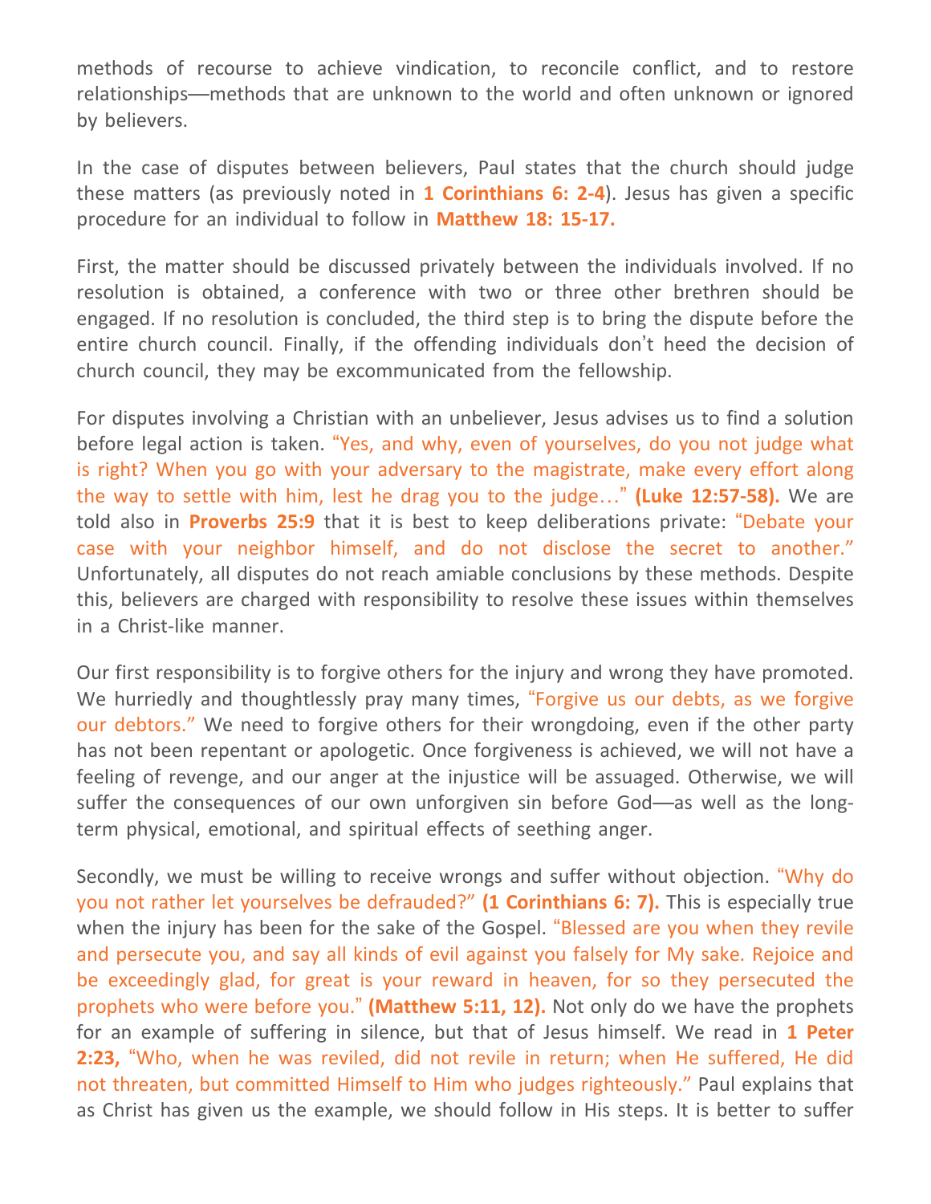methods of recourse to achieve vindication, to reconcile conflict, and to restore relationships—methods that are unknown to the world and often unknown or ignored by believers.

In the case of disputes between believers, Paul states that the church should judge these matters (as previously noted in **1 Corinthians 6: 2-4**). Jesus has given a specific procedure for an individual to follow in **Matthew 18: 15-17.**

First, the matter should be discussed privately between the individuals involved. If no resolution is obtained, a conference with two or three other brethren should be engaged. If no resolution is concluded, the third step is to bring the dispute before the entire church council. Finally, if the offending individuals don't heed the decision of church council, they may be excommunicated from the fellowship.

For disputes involving a Christian with an unbeliever, Jesus advises us to find a solution before legal action is taken. "Yes, and why, even of yourselves, do you not judge what is right? When you go with your adversary to the magistrate, make every effort along the way to settle with him, lest he drag you to the judge…" **(Luke 12:57-58).** We are told also in **Proverbs 25:9** that it is best to keep deliberations private: "Debate your case with your neighbor himself, and do not disclose the secret to another." Unfortunately, all disputes do not reach amiable conclusions by these methods. Despite this, believers are charged with responsibility to resolve these issues within themselves in a Christ-like manner.

Our first responsibility is to forgive others for the injury and wrong they have promoted. We hurriedly and thoughtlessly pray many times, "Forgive us our debts, as we forgive our debtors." We need to forgive others for their wrongdoing, even if the other party has not been repentant or apologetic. Once forgiveness is achieved, we will not have a feeling of revenge, and our anger at the injustice will be assuaged. Otherwise, we will suffer the consequences of our own unforgiven sin before God—as well as the long-term physical, emotional, and spiritual effects of seething anger.

Secondly, we must be willing to receive wrongs and suffer without objection. "Why do you not rather let yourselves be defrauded?" **(1 Corinthians 6: 7).** This is especially true when the injury has been for the sake of the Gospel. "Blessed are you when they revile and persecute you, and say all kinds of evil against you falsely for My sake. Rejoice and be exceedingly glad, for great is your reward in heaven, for so they persecuted the prophets who were before you." **(Matthew 5:11, 12).** Not only do we have the prophets for an example of suffering in silence, but that of Jesus himself. We read in **1 Peter 2:23,** "Who, when he was reviled, did not revile in return; when He suffered, He did not threaten, but committed Himself to Him who judges righteously." Paul explains that as Christ has given us the example, we should follow in His steps. It is better to suffer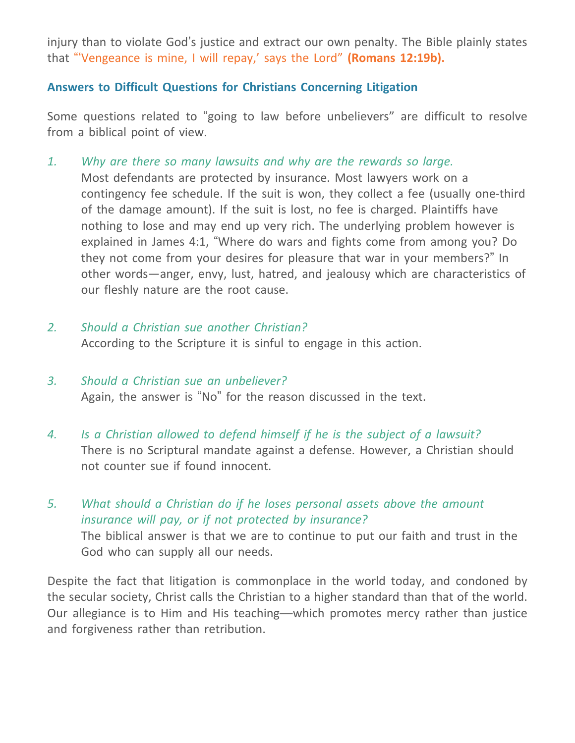injury than to violate God's justice and extract our own penalty. The Bible plainly states that "'Vengeance is mine, I will repay,' says the Lord" **(Romans 12:19b).**

### Answers to Difficult Questions for Christians Concerning Litigation

Some questions related to "going to law before unbelievers" are difficult to resolve from a biblical point of view.

1. *Why are there so many lawsuits and why are the rewards so large.*
   Most defendants are protected by insurance. Most lawyers work on a contingency fee schedule. If the suit is won, they collect a fee (usually one-third of the damage amount). If the suit is lost, no fee is charged. Plaintiffs have nothing to lose and may end up very rich. The underlying problem however is explained in James 4:1, "Where do wars and fights come from among you? Do they not come from your desires for pleasure that war in your members?" In other words—anger, envy, lust, hatred, and jealousy which are characteristics of our fleshly nature are the root cause.

2. *Should a Christian sue another Christian?*
   According to the Scripture it is sinful to engage in this action.

3. *Should a Christian sue an unbeliever?*
   Again, the answer is "No" for the reason discussed in the text.

4. *Is a Christian allowed to defend himself if he is the subject of a lawsuit?*
   There is no Scriptural mandate against a defense. However, a Christian should not counter sue if found innocent.

5. *What should a Christian do if he loses personal assets above the amount insurance will pay, or if not protected by insurance?*
   The biblical answer is that we are to continue to put our faith and trust in the God who can supply all our needs.

Despite the fact that litigation is commonplace in the world today, and condoned by the secular society, Christ calls the Christian to a higher standard than that of the world. Our allegiance is to Him and His teaching—which promotes mercy rather than justice and forgiveness rather than retribution.